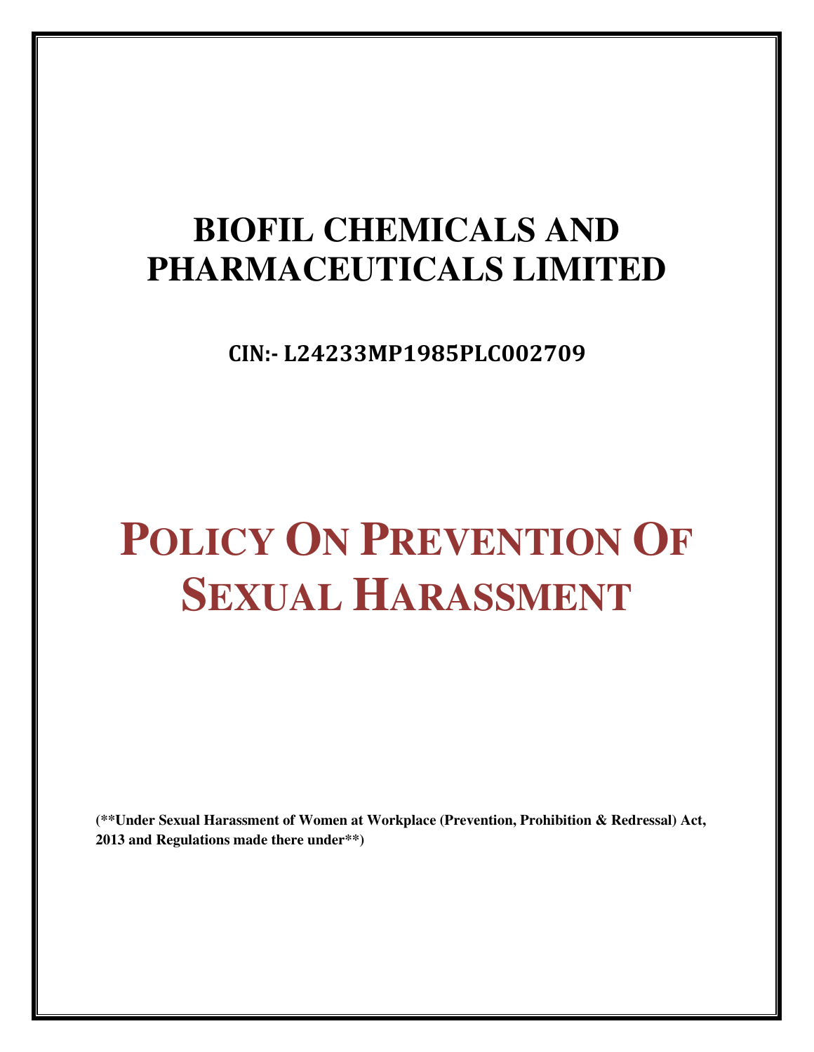# BIOFIL CHEMICALS AND PHARMACEUTICALS LIMITED

**CIN:- L24233MP1985PLC002709**

# POLICY ON PREVENTION OF SEXUAL HARASSMENT

**(**Under Sexual Harassment of Women at Workplace (Prevention, Prohibition & Redressal) Act, 2013 and Regulations made there under**)**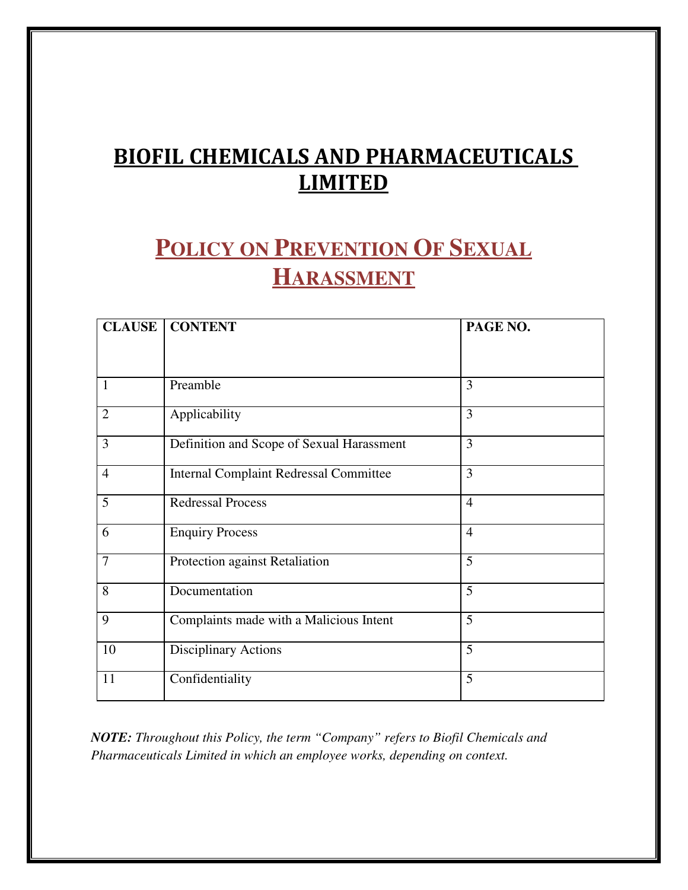# BIOFIL CHEMICALS AND PHARMACEUTICALS LIMITED

## POLICY ON PREVENTION OF SEXUAL HARASSMENT

| CLAUSE | CONTENT | PAGE NO. |
|---|---|---|
| 1 | Preamble | 3 |
| 2 | Applicability | 3 |
| 3 | Definition and Scope of Sexual Harassment | 3 |
| 4 | Internal Complaint Redressal Committee | 3 |
| 5 | Redressal Process | 4 |
| 6 | Enquiry Process | 4 |
| 7 | Protection against Retaliation | 5 |
| 8 | Documentation | 5 |
| 9 | Complaints made with a Malicious Intent | 5 |
| 10 | Disciplinary Actions | 5 |
| 11 | Confidentiality | 5 |

***NOTE:** Throughout this Policy, the term "Company" refers to Biofil Chemicals and Pharmaceuticals Limited in which an employee works, depending on context.*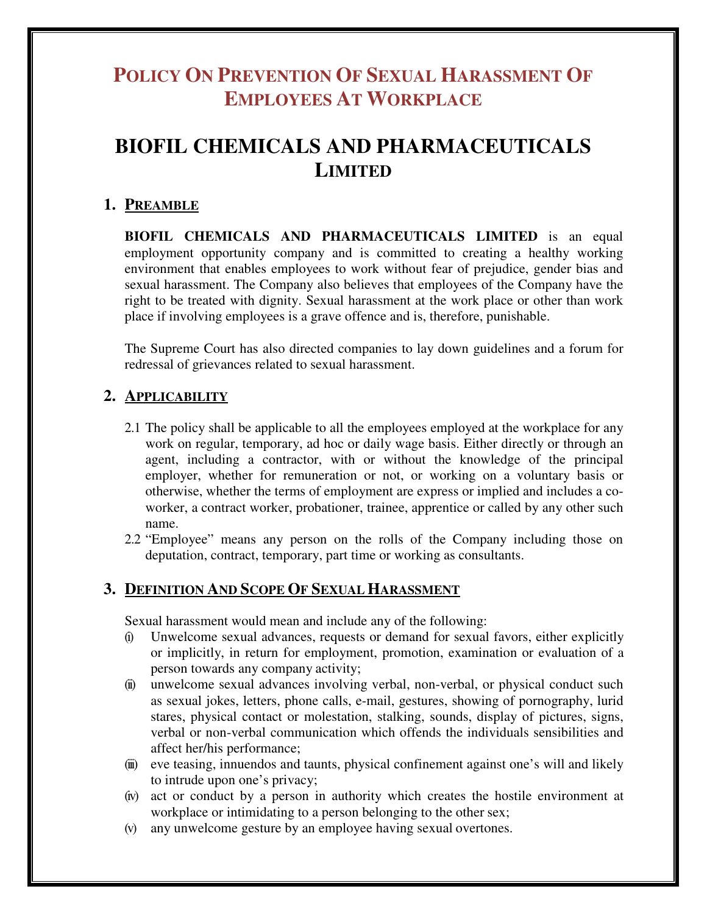# Policy On Prevention Of Sexual Harassment Of Employees At Workplace

# BIOFIL CHEMICALS AND PHARMACEUTICALS LIMITED

## 1. Preamble

**BIOFIL CHEMICALS AND PHARMACEUTICALS LIMITED** is an equal employment opportunity company and is committed to creating a healthy working environment that enables employees to work without fear of prejudice, gender bias and sexual harassment. The Company also believes that employees of the Company have the right to be treated with dignity. Sexual harassment at the work place or other than work place if involving employees is a grave offence and is, therefore, punishable.

The Supreme Court has also directed companies to lay down guidelines and a forum for redressal of grievances related to sexual harassment.

## 2. Applicability

2.1 The policy shall be applicable to all the employees employed at the workplace for any work on regular, temporary, ad hoc or daily wage basis. Either directly or through an agent, including a contractor, with or without the knowledge of the principal employer, whether for remuneration or not, or working on a voluntary basis or otherwise, whether the terms of employment are express or implied and includes a co-worker, a contract worker, probationer, trainee, apprentice or called by any other such name.

2.2 "Employee" means any person on the rolls of the Company including those on deputation, contract, temporary, part time or working as consultants.

## 3. Definition And Scope Of Sexual Harassment

Sexual harassment would mean and include any of the following:

(i) Unwelcome sexual advances, requests or demand for sexual favors, either explicitly or implicitly, in return for employment, promotion, examination or evaluation of a person towards any company activity;

(ii) unwelcome sexual advances involving verbal, non-verbal, or physical conduct such as sexual jokes, letters, phone calls, e-mail, gestures, showing of pornography, lurid stares, physical contact or molestation, stalking, sounds, display of pictures, signs, verbal or non-verbal communication which offends the individuals sensibilities and affect her/his performance;

(iii) eve teasing, innuendos and taunts, physical confinement against one's will and likely to intrude upon one's privacy;

(iv) act or conduct by a person in authority which creates the hostile environment at workplace or intimidating to a person belonging to the other sex;

(v) any unwelcome gesture by an employee having sexual overtones.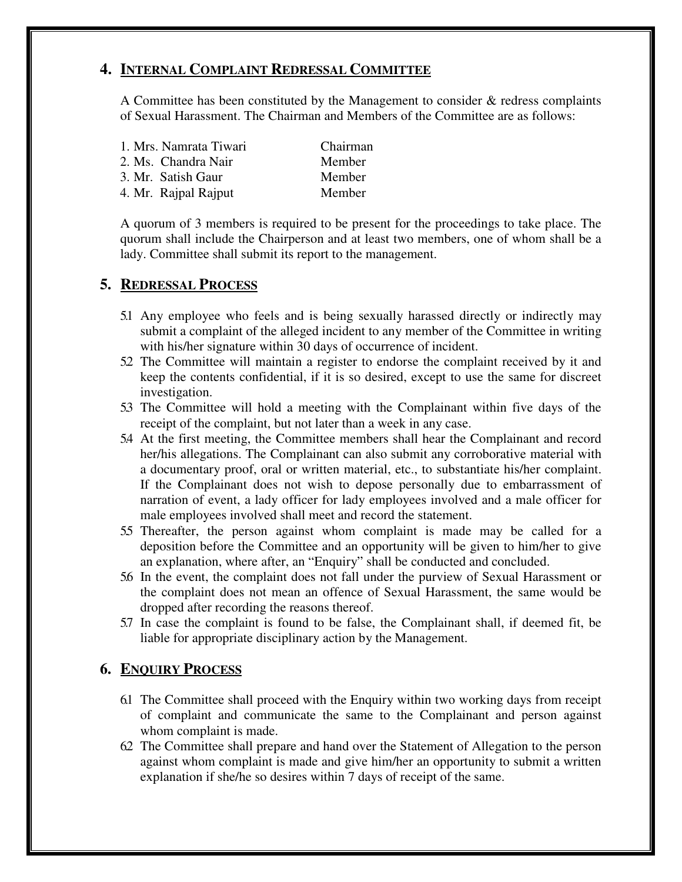## 4. Internal Complaint Redressal Committee

A Committee has been constituted by the Management to consider & redress complaints of Sexual Harassment. The Chairman and Members of the Committee are as follows:

| | |
|---|---|
| 1. Mrs. Namrata Tiwari | Chairman |
| 2. Ms. Chandra Nair | Member |
| 3. Mr. Satish Gaur | Member |
| 4. Mr. Rajpal Rajput | Member |

A quorum of 3 members is required to be present for the proceedings to take place. The quorum shall include the Chairperson and at least two members, one of whom shall be a lady. Committee shall submit its report to the management.

## 5. Redressal Process

5.1 Any employee who feels and is being sexually harassed directly or indirectly may submit a complaint of the alleged incident to any member of the Committee in writing with his/her signature within 30 days of occurrence of incident.

5.2 The Committee will maintain a register to endorse the complaint received by it and keep the contents confidential, if it is so desired, except to use the same for discreet investigation.

5.3 The Committee will hold a meeting with the Complainant within five days of the receipt of the complaint, but not later than a week in any case.

5.4 At the first meeting, the Committee members shall hear the Complainant and record her/his allegations. The Complainant can also submit any corroborative material with a documentary proof, oral or written material, etc., to substantiate his/her complaint. If the Complainant does not wish to depose personally due to embarrassment of narration of event, a lady officer for lady employees involved and a male officer for male employees involved shall meet and record the statement.

5.5 Thereafter, the person against whom complaint is made may be called for a deposition before the Committee and an opportunity will be given to him/her to give an explanation, where after, an "Enquiry" shall be conducted and concluded.

5.6 In the event, the complaint does not fall under the purview of Sexual Harassment or the complaint does not mean an offence of Sexual Harassment, the same would be dropped after recording the reasons thereof.

5.7 In case the complaint is found to be false, the Complainant shall, if deemed fit, be liable for appropriate disciplinary action by the Management.

## 6. Enquiry Process

6.1 The Committee shall proceed with the Enquiry within two working days from receipt of complaint and communicate the same to the Complainant and person against whom complaint is made.

6.2 The Committee shall prepare and hand over the Statement of Allegation to the person against whom complaint is made and give him/her an opportunity to submit a written explanation if she/he so desires within 7 days of receipt of the same.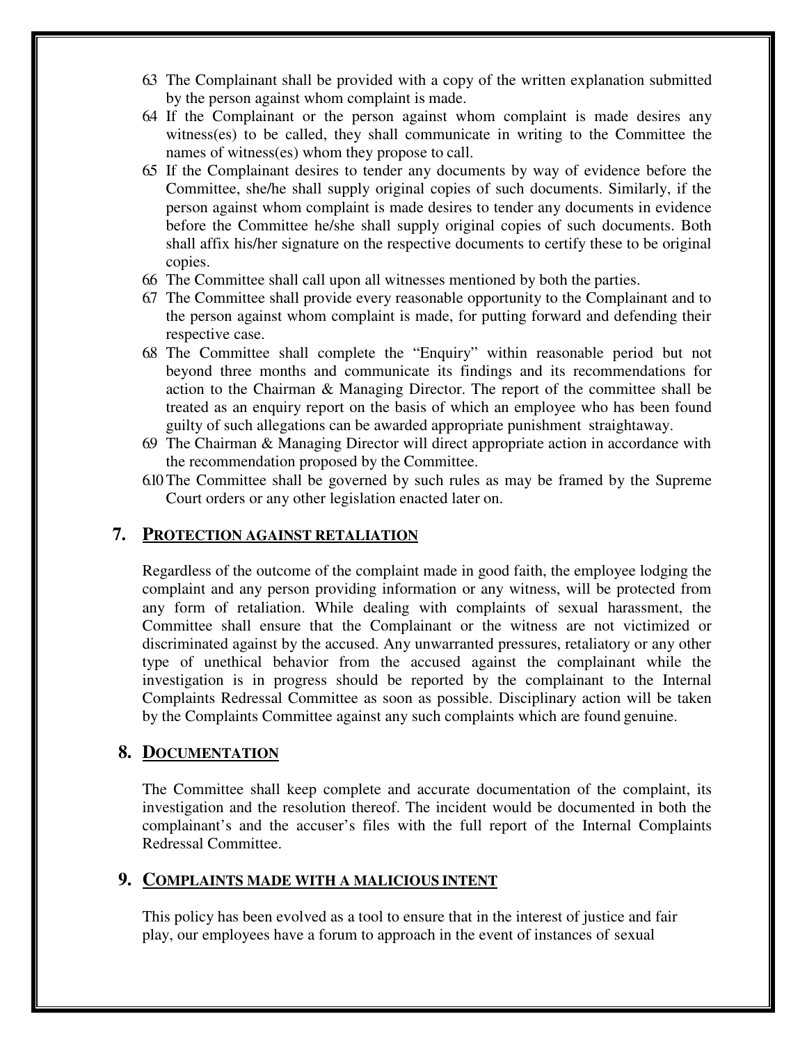6.3 The Complainant shall be provided with a copy of the written explanation submitted by the person against whom complaint is made.

6.4 If the Complainant or the person against whom complaint is made desires any witness(es) to be called, they shall communicate in writing to the Committee the names of witness(es) whom they propose to call.

6.5 If the Complainant desires to tender any documents by way of evidence before the Committee, she/he shall supply original copies of such documents. Similarly, if the person against whom complaint is made desires to tender any documents in evidence before the Committee he/she shall supply original copies of such documents. Both shall affix his/her signature on the respective documents to certify these to be original copies.

6.6 The Committee shall call upon all witnesses mentioned by both the parties.

6.7 The Committee shall provide every reasonable opportunity to the Complainant and to the person against whom complaint is made, for putting forward and defending their respective case.

6.8 The Committee shall complete the "Enquiry" within reasonable period but not beyond three months and communicate its findings and its recommendations for action to the Chairman & Managing Director. The report of the committee shall be treated as an enquiry report on the basis of which an employee who has been found guilty of such allegations can be awarded appropriate punishment straightaway.

6.9 The Chairman & Managing Director will direct appropriate action in accordance with the recommendation proposed by the Committee.

6.10 The Committee shall be governed by such rules as may be framed by the Supreme Court orders or any other legislation enacted later on.

## 7. PROTECTION AGAINST RETALIATION

Regardless of the outcome of the complaint made in good faith, the employee lodging the complaint and any person providing information or any witness, will be protected from any form of retaliation. While dealing with complaints of sexual harassment, the Committee shall ensure that the Complainant or the witness are not victimized or discriminated against by the accused. Any unwarranted pressures, retaliatory or any other type of unethical behavior from the accused against the complainant while the investigation is in progress should be reported by the complainant to the Internal Complaints Redressal Committee as soon as possible. Disciplinary action will be taken by the Complaints Committee against any such complaints which are found genuine.

## 8. DOCUMENTATION

The Committee shall keep complete and accurate documentation of the complaint, its investigation and the resolution thereof. The incident would be documented in both the complainant's and the accuser's files with the full report of the Internal Complaints Redressal Committee.

## 9. COMPLAINTS MADE WITH A MALICIOUS INTENT

This policy has been evolved as a tool to ensure that in the interest of justice and fair play, our employees have a forum to approach in the event of instances of sexual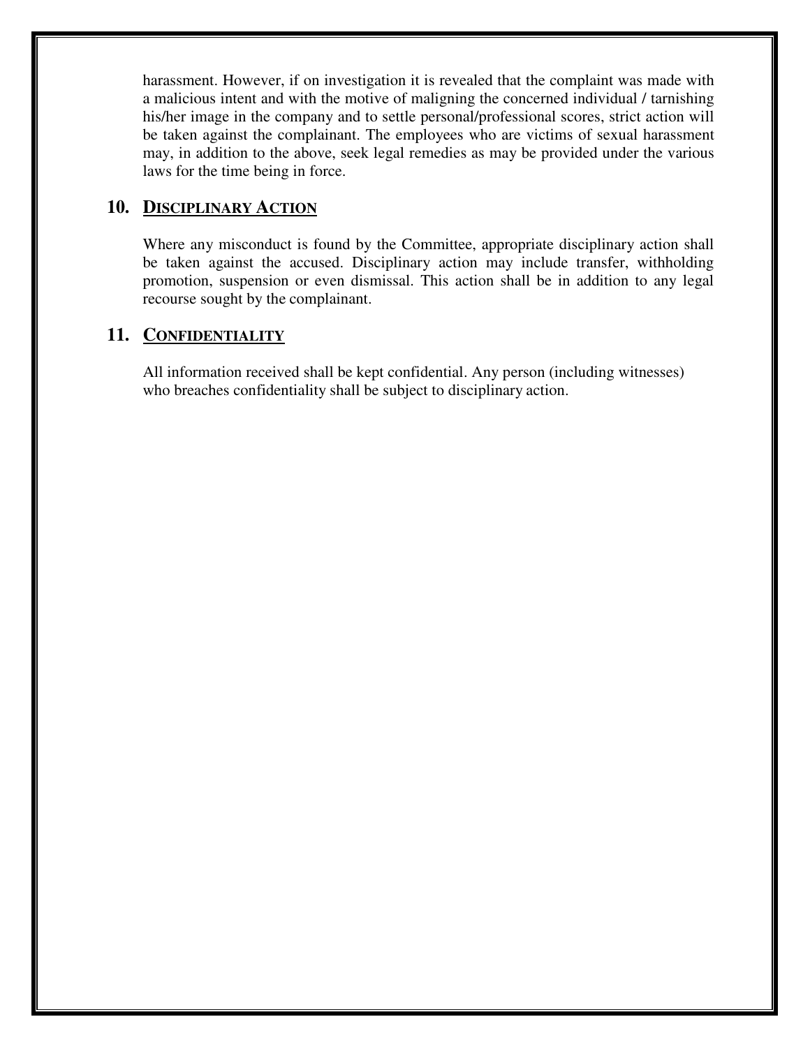harassment. However, if on investigation it is revealed that the complaint was made with a malicious intent and with the motive of maligning the concerned individual / tarnishing his/her image in the company and to settle personal/professional scores, strict action will be taken against the complainant. The employees who are victims of sexual harassment may, in addition to the above, seek legal remedies as may be provided under the various laws for the time being in force.

## 10. DISCIPLINARY ACTION

Where any misconduct is found by the Committee, appropriate disciplinary action shall be taken against the accused. Disciplinary action may include transfer, withholding promotion, suspension or even dismissal. This action shall be in addition to any legal recourse sought by the complainant.

## 11. CONFIDENTIALITY

All information received shall be kept confidential. Any person (including witnesses) who breaches confidentiality shall be subject to disciplinary action.